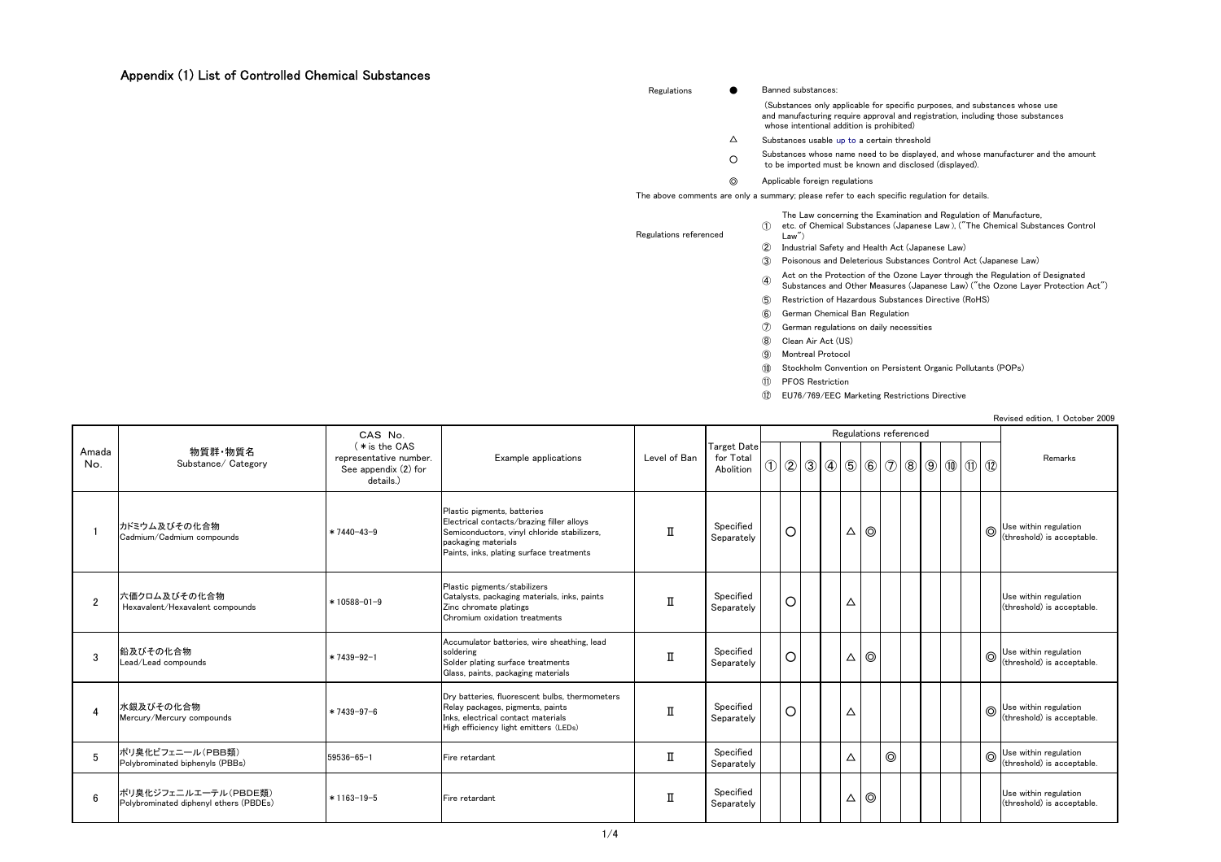# Appendix (1) List of Controlled Chemical Substances

Regulations

- ● Banned substances:
  (Substances only applicable for specific purposes, and substances whose use and manufacturing require approval and registration, including those substances whose intentional addition is prohibited)
- △ Substances usable up to a certain threshold
- ○ Substances whose name need to be displayed, and whose manufacturer and the amount to be imported must be known and disclosed (displayed).
- ◎ Applicable foreign regulations

The above comments are only a summary; please refer to each specific regulation for details.

Regulations referenced

- ① The Law concerning the Examination and Regulation of Manufacture, etc. of Chemical Substances (Japanese Law ), ("The Chemical Substances Control Law")
- ② Industrial Safety and Health Act (Japanese Law)
- ③ Poisonous and Deleterious Substances Control Act (Japanese Law)
- ④ Act on the Protection of the Ozone Layer through the Regulation of Designated Substances and Other Measures (Japanese Law) ("the Ozone Layer Protection Act")
- ⑤ Restriction of Hazardous Substances Directive (RoHS)
- ⑥ German Chemical Ban Regulation
- ⑦ German regulations on daily necessities
- ⑧ Clean Air Act (US)
- ⑨ Montreal Protocol
- ⑩ Stockholm Convention on Persistent Organic Pollutants (POPs)
- ⑪ PFOS Restriction
- ⑫ EU76/769/EEC Marketing Restrictions Directive

Revised edition, 1 October 2009

| Amada No. | 物質群・物質名 Substance/ Category | CAS No. (＊is the CAS representative number. See appendix (2) for details.) | Example applications | Level of Ban | Target Date for Total Abolition | Regulations referenced | | | | | | | | | | | | Remarks |
|---|---|---|---|---|---|---|---|---|---|---|---|---|---|---|---|---|---|---|
| | | | | | | ① | ② | ③ | ④ | ⑤ | ⑥ | ⑦ | ⑧ | ⑨ | ⑩ | ⑪ | ⑫ | |
| 1 | カドミウム及びその化合物 Cadmium/Cadmium compounds | ＊7440-43-9 | Plastic pigments, batteries Electrical contacts/brazing filler alloys Semiconductors, vinyl chloride stabilizers, packaging materials Paints, inks, plating surface treatments | Ⅱ | Specified Separately | | ○ | | | △ | ◎ | | | | | | ◎ | Use within regulation (threshold) is acceptable. |
| 2 | 六価クロム及びその化合物 Hexavalent/Hexavalent compounds | ＊10588-01-9 | Plastic pigments/stabilizers Catalysts, packaging materials, inks, paints Zinc chromate platings Chromium oxidation treatments | Ⅱ | Specified Separately | | ○ | | | △ | | | | | | | | Use within regulation (threshold) is acceptable. |
| 3 | 鉛及びその化合物 Lead/Lead compounds | ＊7439-92-1 | Accumulator batteries, wire sheathing, lead soldering Solder plating surface treatments Glass, paints, packaging materials | Ⅱ | Specified Separately | | ○ | | | △ | ◎ | | | | | | ◎ | Use within regulation (threshold) is acceptable. |
| 4 | 水銀及びその化合物 Mercury/Mercury compounds | ＊7439-97-6 | Dry batteries, fluorescent bulbs, thermometers Relay packages, pigments, paints Inks, electrical contact materials High efficiency light emitters (LEDs) | Ⅱ | Specified Separately | | ○ | | | △ | | | | | | | ◎ | Use within regulation (threshold) is acceptable. |
| 5 | ポリ臭化ビフェニール(PBB類) Polybrominated biphenyls (PBBs) | 59536-65-1 | Fire retardant | Ⅱ | Specified Separately | | | | | △ | | ◎ | | | | | ◎ | Use within regulation (threshold) is acceptable. |
| 6 | ポリ臭化ジフェニルエーテル(PBDE類) Polybrominated diphenyl ethers (PBDEs) | ＊1163-19-5 | Fire retardant | Ⅱ | Specified Separately | | | | | △ | ◎ | | | | | | | Use within regulation (threshold) is acceptable. |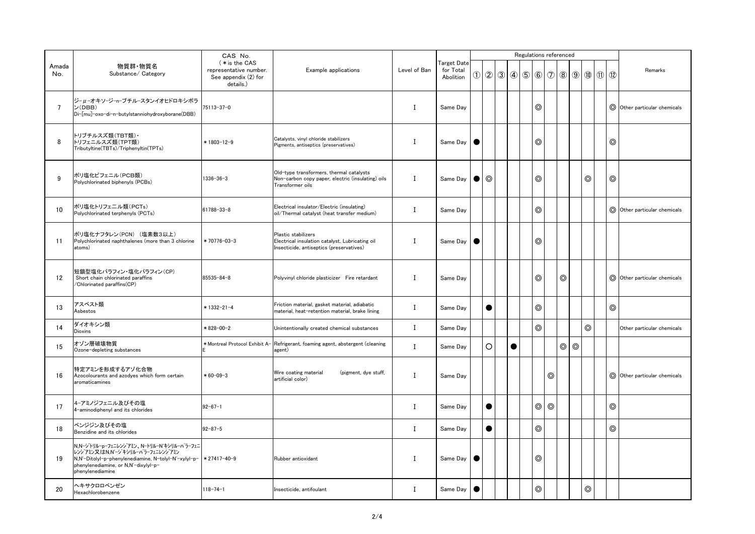| Amada No. | 物質群・物質名<br>Substance/ Category | CAS No.<br>( * is the CAS representative number. See appendix (2) for details.) | Example applications | Level of Ban | Target Date for Total Abolition | Regulations referenced | | | | | | | | | | | | Remarks |
|---|---|---|---|---|---|---|---|---|---|---|---|---|---|---|---|---|---|---|
| | | | | | | ① | ② | ③ | ④ | ⑤ | ⑥ | ⑦ | ⑧ | ⑨ | ⑩ | ⑪ | ⑫ | |
| 7 | ジ-μ-オキソ-ジ-n-ブチル-スタンイオヒドロキシボラン(DBB)<br>Di-[mu]-oxo-di-n-butylstanniohydroxyborane(DBB) | 75113-37-0 | | I | Same Day | | | | | | ◎ | | | | | | ◎ | Other particular chemicals |
| 8 | トリブチルスズ類(TBT類)・<br>トリフェニルスズ類(TPT類)<br>Tributyltine(TBTs)/Triphenyltin(TPTs) | *1803-12-9 | Catalysts, vinyl chloride stabilizers<br>Pigments, antiseptics (preservatives) | I | Same Day | ● | | | | | ◎ | | | | | | ◎ | |
| 9 | ポリ塩化ビフェニル(PCB類)<br>Polychlorinated biphenyls (PCBs) | 1336-36-3 | Old-type transformers, thermal catalysts<br>Non-carbon copy paper, electric (insulating) oils<br>Transformer oils | I | Same Day | ● | ◎ | | | | ◎ | | | | ◎ | | ◎ | |
| 10 | ポリ塩化トリフェニル類(PCTs)<br>Polychlorinated terphenyls (PCTs) | 61788-33-8 | Electrical insulator/Electric (insulating) oil/Thermal catalyst (heat transfer medium) | I | Same Day | | | | | | ◎ | | | | | | ◎ | Other particular chemicals |
| 11 | ポリ塩化ナフタレン(PCN) (塩素数3以上)<br>Polychlorinated naphthalenes (more than 3 chlorine atoms) | *70776-03-3 | Plastic stabilizers<br>Electrical insulation catalyst, Lubricating oil<br>Insecticide, antiseptics (preservatives) | I | Same Day | ● | | | | | ◎ | | | | | | | |
| 12 | 短鎖型塩化パラフィン・塩化パラフィン(CP)<br>Short chain chlorinated paraffins /Chlorinated paraffins(CP) | 85535-84-8 | Polyvinyl chloride plasticizer Fire retardant | I | Same Day | | | | | | ◎ | | ◎ | | | | ◎ | Other particular chemicals |
| 13 | アスベスト類<br>Asbestos | *1332-21-4 | Friction material, gasket material, adiabatic material, heat-retention material, brake lining | I | Same Day | | ● | | | | ◎ | | | | | | ◎ | |
| 14 | ダイオキシン類<br>Dioxins | *828-00-2 | Unintentionally created chemical substances | I | Same Day | | | | | | ◎ | | | | ◎ | | | Other particular chemicals |
| 15 | オゾン層破壊物質<br>Ozone-depleting substances | *Montreal Protocol Exhibit A-E | Refrigerant, foaming agent, abstergent (cleaning agent) | I | Same Day | | ○ | | ● | | | | ◎ | ◎ | | | | |
| 16 | 特定アミンを形成するアゾ化合物<br>Azocolourants and azodyes which form certain aromaticamines | *60-09-3 | Wire coating material (pigment, dye stuff, artificial color) | I | Same Day | | | | | | | ◎ | | | | | ◎ | Other particular chemicals |
| 17 | 4-アミノジフェニル及びその塩<br>4-aminodiphenyl and its chlorides | 92-67-1 | | I | Same Day | | ● | | | | ◎ | ◎ | | | | | ◎ | |
| 18 | ベンジジン及びその塩<br>Benzidine and its chlorides | 92-87-5 | | I | Same Day | | ● | | | | ◎ | | | | | | ◎ | |
| 19 | N,N-ジトリル-p-フェニレンジアミン、N-トリル-N'キシリル-パラ-フェニレンジアミン又はN,N'-ジキシリル-パラ-フェニレンジアミン<br>N,N'-Ditolyl-p-phenylenediamine, N-tolyl-N'-xylyl-p-phenylenediamine, or N,N'-dixylyl-p-phenylenediamine | *27417-40-9 | Rubber antioxidant | I | Same Day | ● | | | | | ◎ | | | | | | | |
| 20 | ヘキサクロロベンゼン<br>Hexachlorobenzene | 118-74-1 | Insecticide, antifoulant | I | Same Day | ● | | | | | ◎ | | | | ◎ | | | |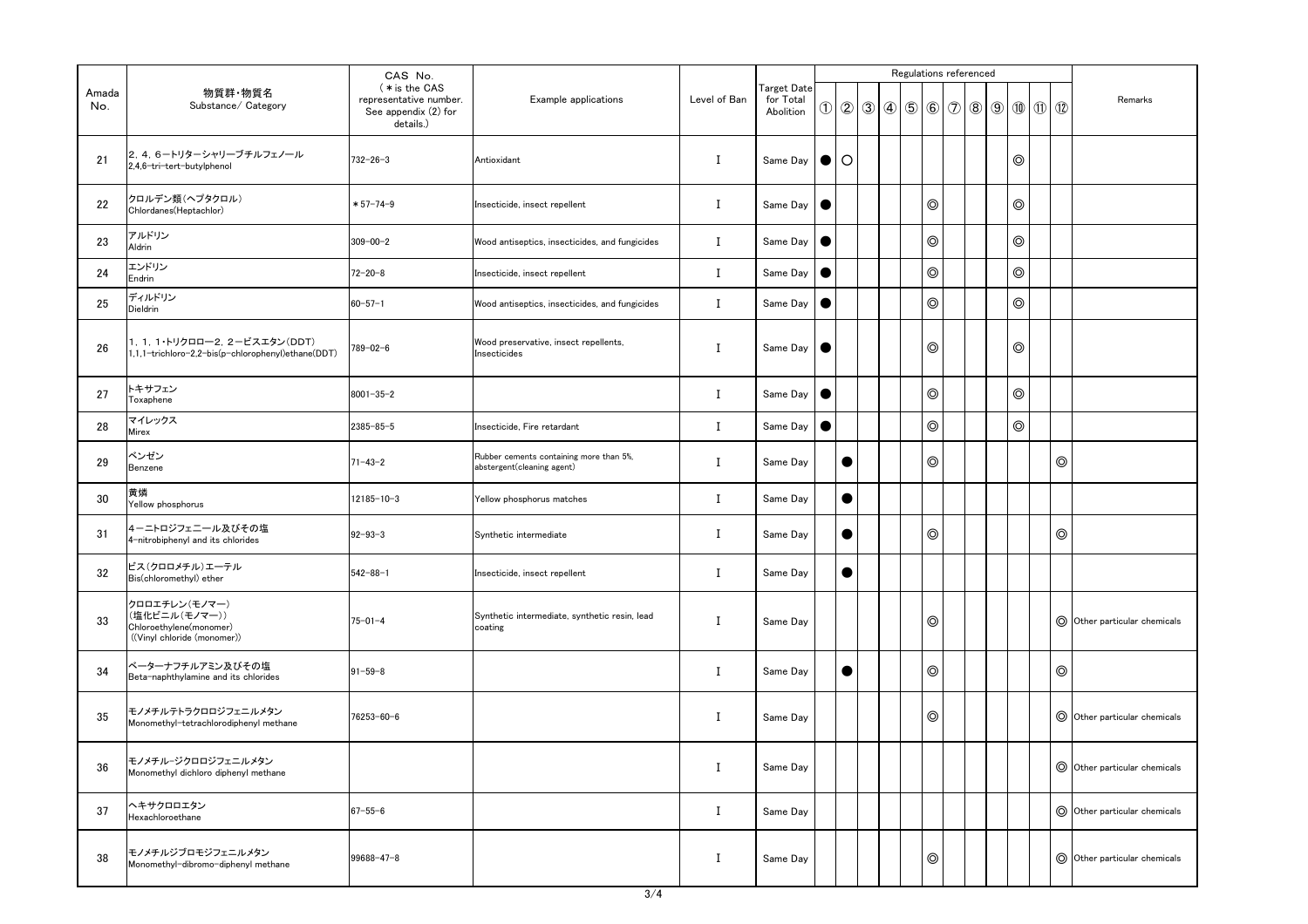| Amada No. | 物質群・物質名 Substance/ Category | CAS No. (＊is the CAS representative number. See appendix (2) for details.) | Example applications | Level of Ban | Target Date for Total Abolition | Regulations referenced ① | ② | ③ | ④ | ⑤ | ⑥ | ⑦ | ⑧ | ⑨ | ⑩ | ⑪ | ⑫ | Remarks |
|---|---|---|---|---|---|---|---|---|---|---|---|---|---|---|---|---|---|---|
| 21 | 2, 4, 6－トリターシャリーブチルフェノール 2,4,6-tri-tert-butylphenol | 732-26-3 | Antioxidant | I | Same Day | ● | ○ | | | | | | | | ◎ | | | |
| 22 | クロルデン類(ヘプタクロル) Chlordanes(Heptachlor) | ＊57-74-9 | Insecticide, insect repellent | I | Same Day | ● | | | | | ◎ | | | | ◎ | | | |
| 23 | アルドリン Aldrin | 309-00-2 | Wood antiseptics, insecticides, and fungicides | I | Same Day | ● | | | | | ◎ | | | | ◎ | | | |
| 24 | エンドリン Endrin | 72-20-8 | Insecticide, insect repellent | I | Same Day | ● | | | | | ◎ | | | | ◎ | | | |
| 25 | ディルドリン Dieldrin | 60-57-1 | Wood antiseptics, insecticides, and fungicides | I | Same Day | ● | | | | | ◎ | | | | ◎ | | | |
| 26 | 1, 1, 1-トリクロロ－2, 2－ビスエタン(DDT) 1,1,1-trichloro-2,2-bis(p-chlorophenyl)ethane(DDT) | 789-02-6 | Wood preservative, insect repellents, Insecticides | I | Same Day | ● | | | | | ◎ | | | | ◎ | | | |
| 27 | トキサフェン Toxaphene | 8001-35-2 | | I | Same Day | ● | | | | | ◎ | | | | ◎ | | | |
| 28 | マイレックス Mirex | 2385-85-5 | Insecticide, Fire retardant | I | Same Day | ● | | | | | ◎ | | | | ◎ | | | |
| 29 | ベンゼン Benzene | 71-43-2 | Rubber cements containing more than 5%, abstergent(cleaning agent) | I | Same Day | | ● | | | | ◎ | | | | | | ◎ | |
| 30 | 黄燐 Yellow phosphorus | 12185-10-3 | Yellow phosphorus matches | I | Same Day | | ● | | | | | | | | | | | |
| 31 | 4－ニトロジフェニール及びその塩 4-nitrobiphenyl and its chlorides | 92-93-3 | Synthetic intermediate | I | Same Day | | ● | | | | ◎ | | | | | | ◎ | |
| 32 | ビス(クロロメチル)エーテル Bis(chloromethyl) ether | 542-88-1 | Insecticide, insect repellent | I | Same Day | | ● | | | | | | | | | | | |
| 33 | クロロエチレン(モノマー) (塩化ビニル(モノマー)) Chloroethylene(monomer) ((Vinyl chloride (monomer)) | 75-01-4 | Synthetic intermediate, synthetic resin, lead coating | I | Same Day | | | | | | ◎ | | | | | | ◎ | Other particular chemicals |
| 34 | ベーターナフチルアミン及びその塩 Beta-naphthylamine and its chlorides | 91-59-8 | | I | Same Day | | ● | | | | ◎ | | | | | | ◎ | |
| 35 | モノメチルテトラクロロジフェニルメタン Monomethyl-tetrachlorodiphenyl methane | 76253-60-6 | | I | Same Day | | | | | | ◎ | | | | | | ◎ | Other particular chemicals |
| 36 | モノメチル-ジクロロジフェニルメタン Monomethyl dichloro diphenyl methane | | | I | Same Day | | | | | | | | | | | | ◎ | Other particular chemicals |
| 37 | ヘキサクロロエタン Hexachloroethane | 67-55-6 | | I | Same Day | | | | | | | | | | | | ◎ | Other particular chemicals |
| 38 | モノメチルジブロモジフェニルメタン Monomethyl-dibromo-diphenyl methane | 99688-47-8 | | I | Same Day | | | | | | ◎ | | | | | | ◎ | Other particular chemicals |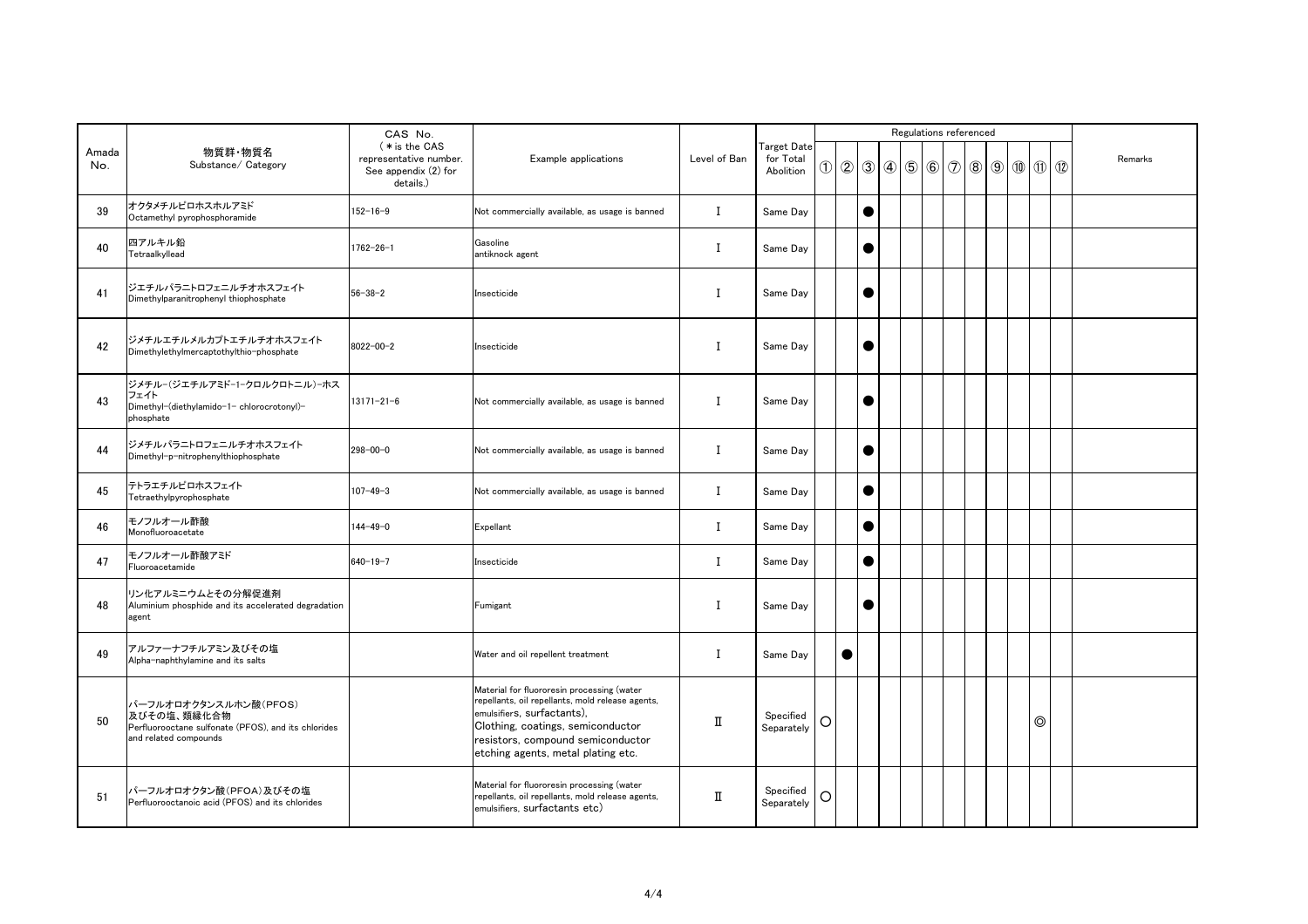| Amada No. | 物質群・物質名 Substance/ Category | CAS No. (＊is the CAS representative number. See appendix (2) for details.) | Example applications | Level of Ban | Target Date for Total Abolition | Regulations referenced ① | ② | ③ | ④ | ⑤ | ⑥ | ⑦ | ⑧ | ⑨ | ⑩ | ⑪ | ⑫ | Remarks |
|---|---|---|---|---|---|---|---|---|---|---|---|---|---|---|---|---|---|---|
| 39 | オクタメチルピロホスホルアミド Octamethyl pyrophosphoramide | 152-16-9 | Not commercially available, as usage is banned | Ⅰ | Same Day | | | ● | | | | | | | | | | |
| 40 | 四アルキル鉛 Tetraalkyllead | 1762-26-1 | Gasoline antiknock agent | Ⅰ | Same Day | | | ● | | | | | | | | | | |
| 41 | ジエチルパラニトロフェニルチオホスフェイト Dimethylparanitrophenyl thiophosphate | 56-38-2 | Insecticide | Ⅰ | Same Day | | | ● | | | | | | | | | | |
| 42 | ジメチルエチルメルカプトエチルチオホスフェイト Dimethylethylmercaptothylthio-phosphate | 8022-00-2 | Insecticide | Ⅰ | Same Day | | | ● | | | | | | | | | | |
| 43 | ジメチル-(ジエチルアミド-1-クロルクロトニル)-ホスフェイト Dimethyl-(diethylamido-1- chlorocrotonyl)-phosphate | 13171-21-6 | Not commercially available, as usage is banned | Ⅰ | Same Day | | | ● | | | | | | | | | | |
| 44 | ジメチルパラニトロフェニルチオホスフェイト Dimethyl-p-nitrophenylthiophosphate | 298-00-0 | Not commercially available, as usage is banned | Ⅰ | Same Day | | | ● | | | | | | | | | | |
| 45 | テトラエチルピロホスフェイト Tetraethylpyrophosphate | 107-49-3 | Not commercially available, as usage is banned | Ⅰ | Same Day | | | ● | | | | | | | | | | |
| 46 | モノフルオール酢酸 Monofluoroacetate | 144-49-0 | Expellant | Ⅰ | Same Day | | | ● | | | | | | | | | | |
| 47 | モノフルオール酢酸アミド Fluoroacetamide | 640-19-7 | Insecticide | Ⅰ | Same Day | | | ● | | | | | | | | | | |
| 48 | リン化アルミニウムとその分解促進剤 Aluminium phosphide and its accelerated degradation agent | | Fumigant | Ⅰ | Same Day | | | ● | | | | | | | | | | |
| 49 | アルファーナフチルアミン及びその塩 Alpha-naphthylamine and its salts | | Water and oil repellent treatment | Ⅰ | Same Day | | ● | | | | | | | | | | | |
| 50 | パーフルオロオクタンスルホン酸(PFOS)及びその塩、類縁化合物 Perfluorooctane sulfonate (PFOS), and its chlorides and related compounds | | Material for fluororesin processing (water repellants, oil repellants, mold release agents, emulsifiers, surfactants), Clothing, coatings, semiconductor resistors, compound semiconductor etching agents, metal plating etc. | Ⅱ | Specified Separately | ○ | | | | | | | | | | ◎ | | |
| 51 | パーフルオロオクタン酸(PFOA)及びその塩 Perfluorooctanoic acid (PFOS) and its chlorides | | Material for fluororesin processing (water repellants, oil repellants, mold release agents, emulsifiers, surfactants etc) | Ⅱ | Specified Separately | ○ | | | | | | | | | | | | |